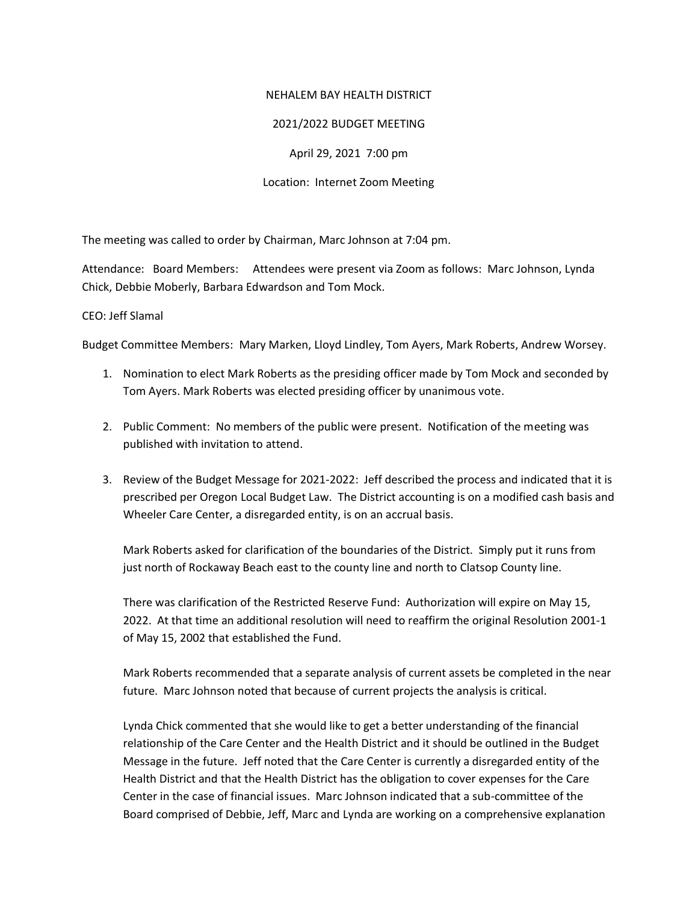NEHALEM BAY HEALTH DISTRICT

2021/2022 BUDGET MEETING

April 29, 2021 7:00 pm

Location: Internet Zoom Meeting

The meeting was called to order by Chairman, Marc Johnson at 7:04 pm.

Attendance: Board Members: Attendees were present via Zoom as follows: Marc Johnson, Lynda Chick, Debbie Moberly, Barbara Edwardson and Tom Mock.

CEO: Jeff Slamal

Budget Committee Members: Mary Marken, Lloyd Lindley, Tom Ayers, Mark Roberts, Andrew Worsey.

1. Nomination to elect Mark Roberts as the presiding officer made by Tom Mock and seconded by Tom Ayers. Mark Roberts was elected presiding officer by unanimous vote.

2. Public Comment: No members of the public were present. Notification of the meeting was published with invitation to attend.

3. Review of the Budget Message for 2021-2022: Jeff described the process and indicated that it is prescribed per Oregon Local Budget Law. The District accounting is on a modified cash basis and Wheeler Care Center, a disregarded entity, is on an accrual basis.

   Mark Roberts asked for clarification of the boundaries of the District. Simply put it runs from just north of Rockaway Beach east to the county line and north to Clatsop County line.

   There was clarification of the Restricted Reserve Fund: Authorization will expire on May 15, 2022. At that time an additional resolution will need to reaffirm the original Resolution 2001-1 of May 15, 2002 that established the Fund.

   Mark Roberts recommended that a separate analysis of current assets be completed in the near future. Marc Johnson noted that because of current projects the analysis is critical.

   Lynda Chick commented that she would like to get a better understanding of the financial relationship of the Care Center and the Health District and it should be outlined in the Budget Message in the future. Jeff noted that the Care Center is currently a disregarded entity of the Health District and that the Health District has the obligation to cover expenses for the Care Center in the case of financial issues. Marc Johnson indicated that a sub-committee of the Board comprised of Debbie, Jeff, Marc and Lynda are working on a comprehensive explanation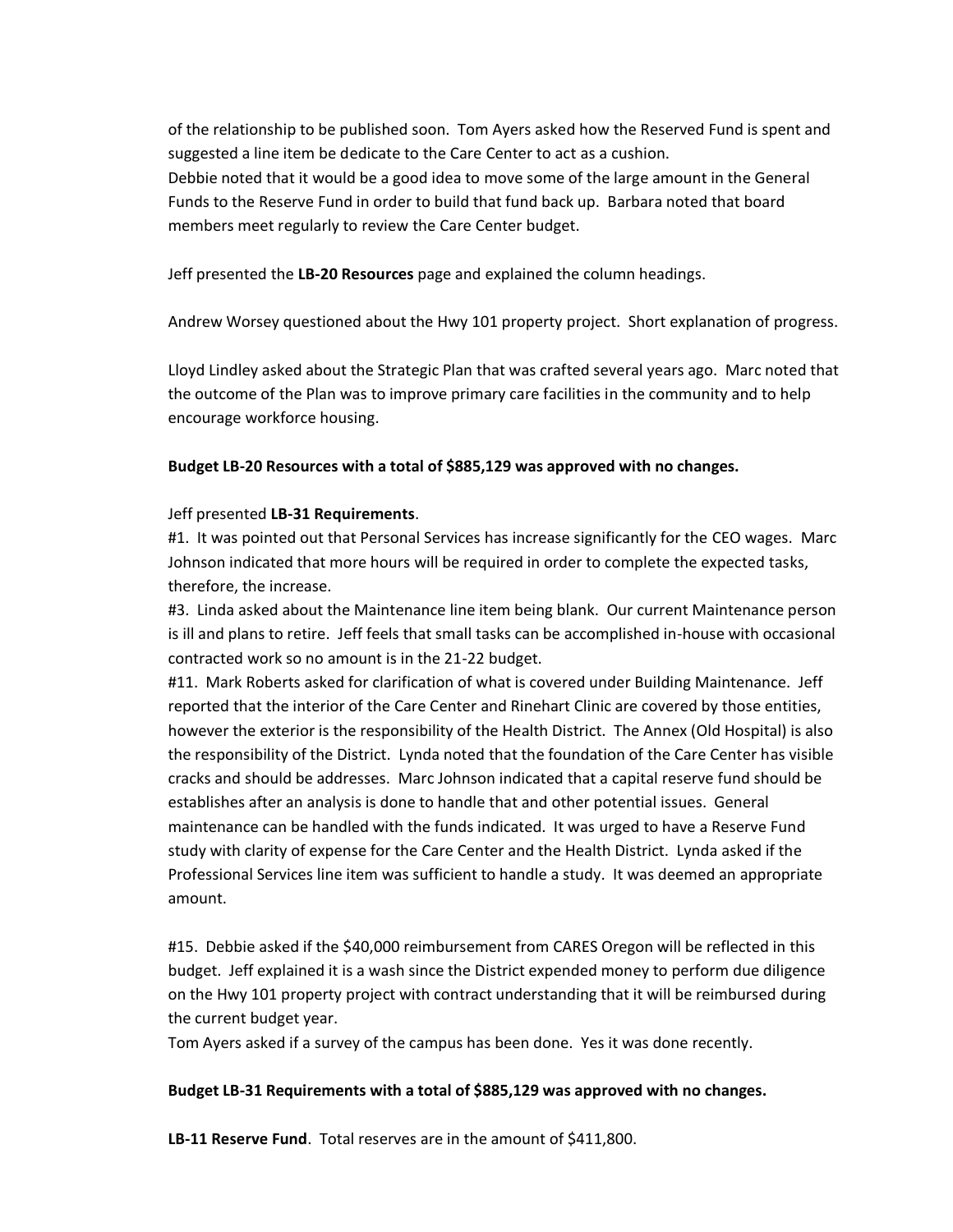of the relationship to be published soon. Tom Ayers asked how the Reserved Fund is spent and suggested a line item be dedicate to the Care Center to act as a cushion.
Debbie noted that it would be a good idea to move some of the large amount in the General Funds to the Reserve Fund in order to build that fund back up. Barbara noted that board members meet regularly to review the Care Center budget.

Jeff presented the **LB-20 Resources** page and explained the column headings.

Andrew Worsey questioned about the Hwy 101 property project. Short explanation of progress.

Lloyd Lindley asked about the Strategic Plan that was crafted several years ago. Marc noted that the outcome of the Plan was to improve primary care facilities in the community and to help encourage workforce housing.

**Budget LB-20 Resources with a total of $885,129 was approved with no changes.**

Jeff presented **LB-31 Requirements**.
#1. It was pointed out that Personal Services has increase significantly for the CEO wages. Marc Johnson indicated that more hours will be required in order to complete the expected tasks, therefore, the increase.
#3. Linda asked about the Maintenance line item being blank. Our current Maintenance person is ill and plans to retire. Jeff feels that small tasks can be accomplished in-house with occasional contracted work so no amount is in the 21-22 budget.
#11. Mark Roberts asked for clarification of what is covered under Building Maintenance. Jeff reported that the interior of the Care Center and Rinehart Clinic are covered by those entities, however the exterior is the responsibility of the Health District. The Annex (Old Hospital) is also the responsibility of the District. Lynda noted that the foundation of the Care Center has visible cracks and should be addresses. Marc Johnson indicated that a capital reserve fund should be establishes after an analysis is done to handle that and other potential issues. General maintenance can be handled with the funds indicated. It was urged to have a Reserve Fund study with clarity of expense for the Care Center and the Health District. Lynda asked if the Professional Services line item was sufficient to handle a study. It was deemed an appropriate amount.

#15. Debbie asked if the $40,000 reimbursement from CARES Oregon will be reflected in this budget. Jeff explained it is a wash since the District expended money to perform due diligence on the Hwy 101 property project with contract understanding that it will be reimbursed during the current budget year.
Tom Ayers asked if a survey of the campus has been done. Yes it was done recently.

**Budget LB-31 Requirements with a total of $885,129 was approved with no changes.**

**LB-11 Reserve Fund**. Total reserves are in the amount of $411,800.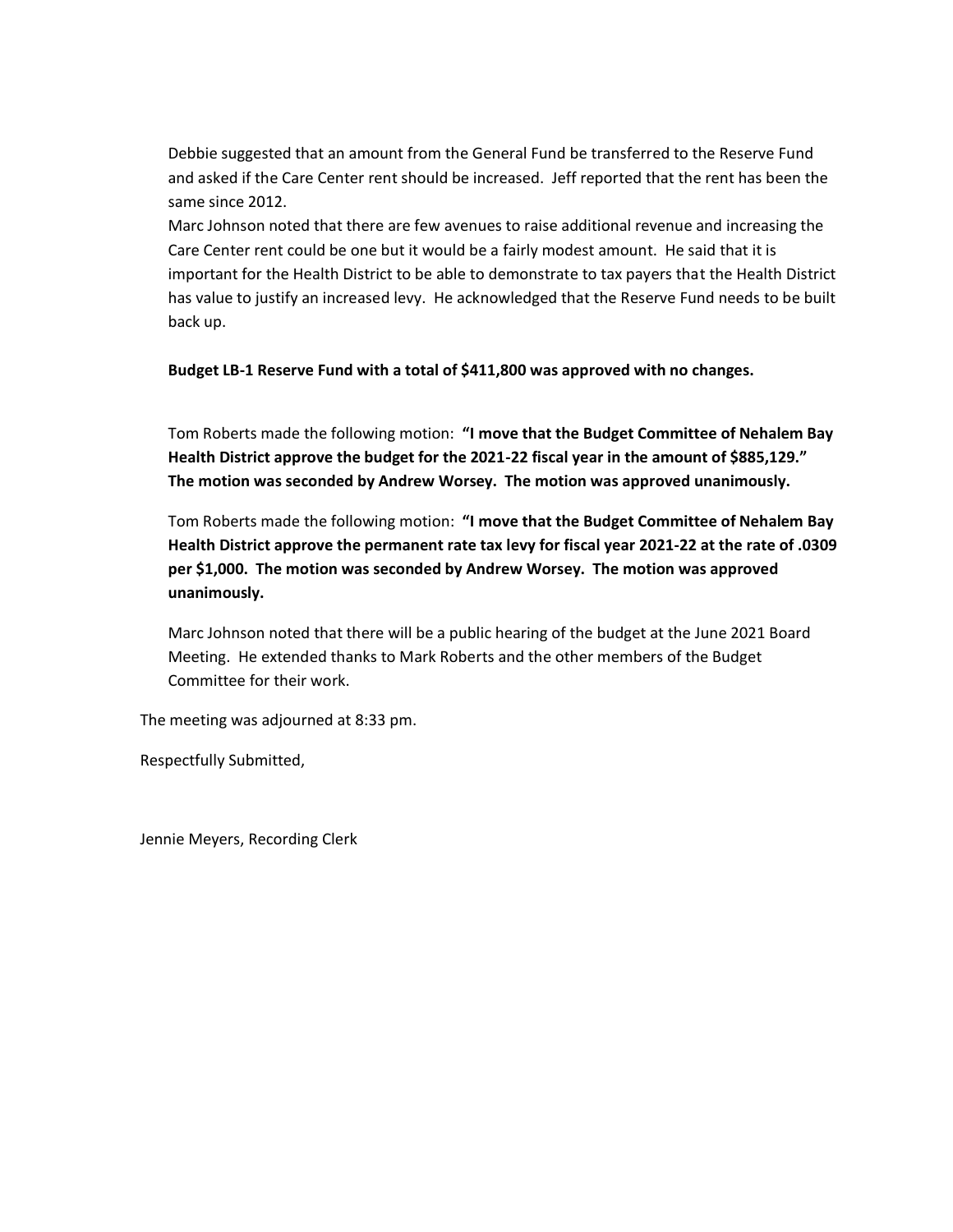Debbie suggested that an amount from the General Fund be transferred to the Reserve Fund and asked if the Care Center rent should be increased. Jeff reported that the rent has been the same since 2012.

Marc Johnson noted that there are few avenues to raise additional revenue and increasing the Care Center rent could be one but it would be a fairly modest amount. He said that it is important for the Health District to be able to demonstrate to tax payers that the Health District has value to justify an increased levy. He acknowledged that the Reserve Fund needs to be built back up.

**Budget LB-1 Reserve Fund with a total of $411,800 was approved with no changes.**

Tom Roberts made the following motion: **"I move that the Budget Committee of Nehalem Bay Health District approve the budget for the 2021-22 fiscal year in the amount of $885,129." The motion was seconded by Andrew Worsey. The motion was approved unanimously.**

Tom Roberts made the following motion: **"I move that the Budget Committee of Nehalem Bay Health District approve the permanent rate tax levy for fiscal year 2021-22 at the rate of .0309 per $1,000. The motion was seconded by Andrew Worsey. The motion was approved unanimously.**

Marc Johnson noted that there will be a public hearing of the budget at the June 2021 Board Meeting. He extended thanks to Mark Roberts and the other members of the Budget Committee for their work.

The meeting was adjourned at 8:33 pm.

Respectfully Submitted,

Jennie Meyers, Recording Clerk